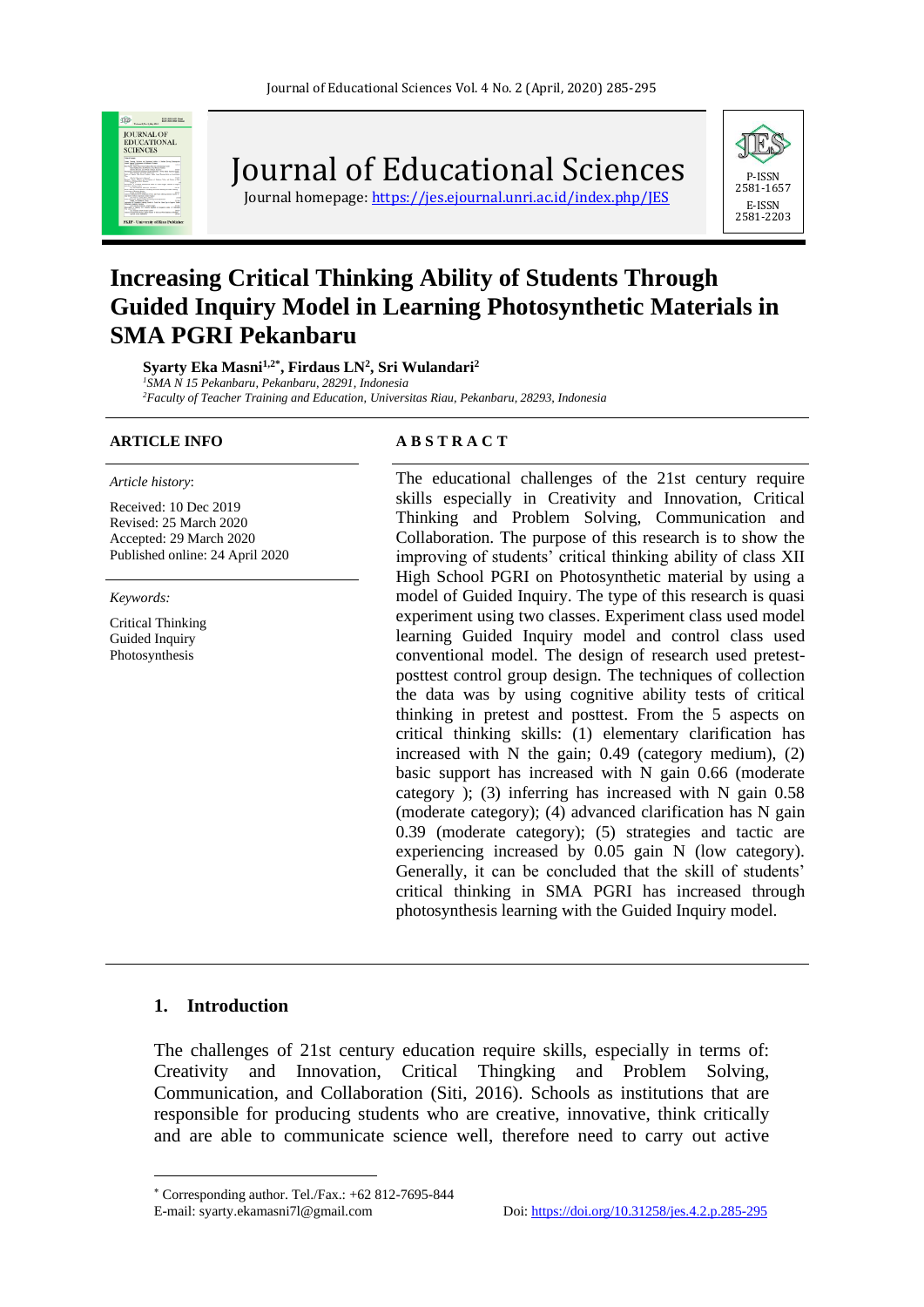# Journal of Educational Sciences

Journal homepage: https://jes.ejournal.unri.ac.id/index.php/JES

P-ISSN 2581-1657
E-ISSN 2581-2203

## Increasing Critical Thinking Ability of Students Through Guided Inquiry Model in Learning Photosynthetic Materials in SMA PGRI Pekanbaru

**Syarty Eka Masni[1,2*], Firdaus LN[2], Sri Wulandari[2]**

[1]*SMA N 15 Pekanbaru, Pekanbaru, 28291, Indonesia*
[2]*Faculty of Teacher Training and Education, Universitas Riau, Pekanbaru, 28293, Indonesia*

**ARTICLE INFO**

*Article history*:

Received: 10 Dec 2019
Revised: 25 March 2020
Accepted: 29 March 2020
Published online: 24 April 2020

*Keywords:*

Critical Thinking
Guided Inquiry
Photosynthesis

**A B S T R A C T**

The educational challenges of the 21st century require skills especially in Creativity and Innovation, Critical Thinking and Problem Solving, Communication and Collaboration. The purpose of this research is to show the improving of students' critical thinking ability of class XII High School PGRI on Photosynthetic material by using a model of Guided Inquiry. The type of this research is quasi experiment using two classes. Experiment class used model learning Guided Inquiry model and control class used conventional model. The design of research used pretest-posttest control group design. The techniques of collection the data was by using cognitive ability tests of critical thinking in pretest and posttest. From the 5 aspects on critical thinking skills: (1) elementary clarification has increased with N the gain; 0.49 (category medium), (2) basic support has increased with N gain 0.66 (moderate category ); (3) inferring has increased with N gain 0.58 (moderate category); (4) advanced clarification has N gain 0.39 (moderate category); (5) strategies and tactic are experiencing increased by 0.05 gain N (low category). Generally, it can be concluded that the skill of students' critical thinking in SMA PGRI has increased through photosynthesis learning with the Guided Inquiry model.

## 1. Introduction

The challenges of 21st century education require skills, especially in terms of: Creativity and Innovation, Critical Thingking and Problem Solving, Communication, and Collaboration (Siti, 2016). Schools as institutions that are responsible for producing students who are creative, innovative, think critically and are able to communicate science well, therefore need to carry out active

---

\* Corresponding author. Tel./Fax.: +62 812-7695-844
E-mail: syarty.ekamasni7l@gmail.com

Doi: https://doi.org/10.31258/jes.4.2.p.285-295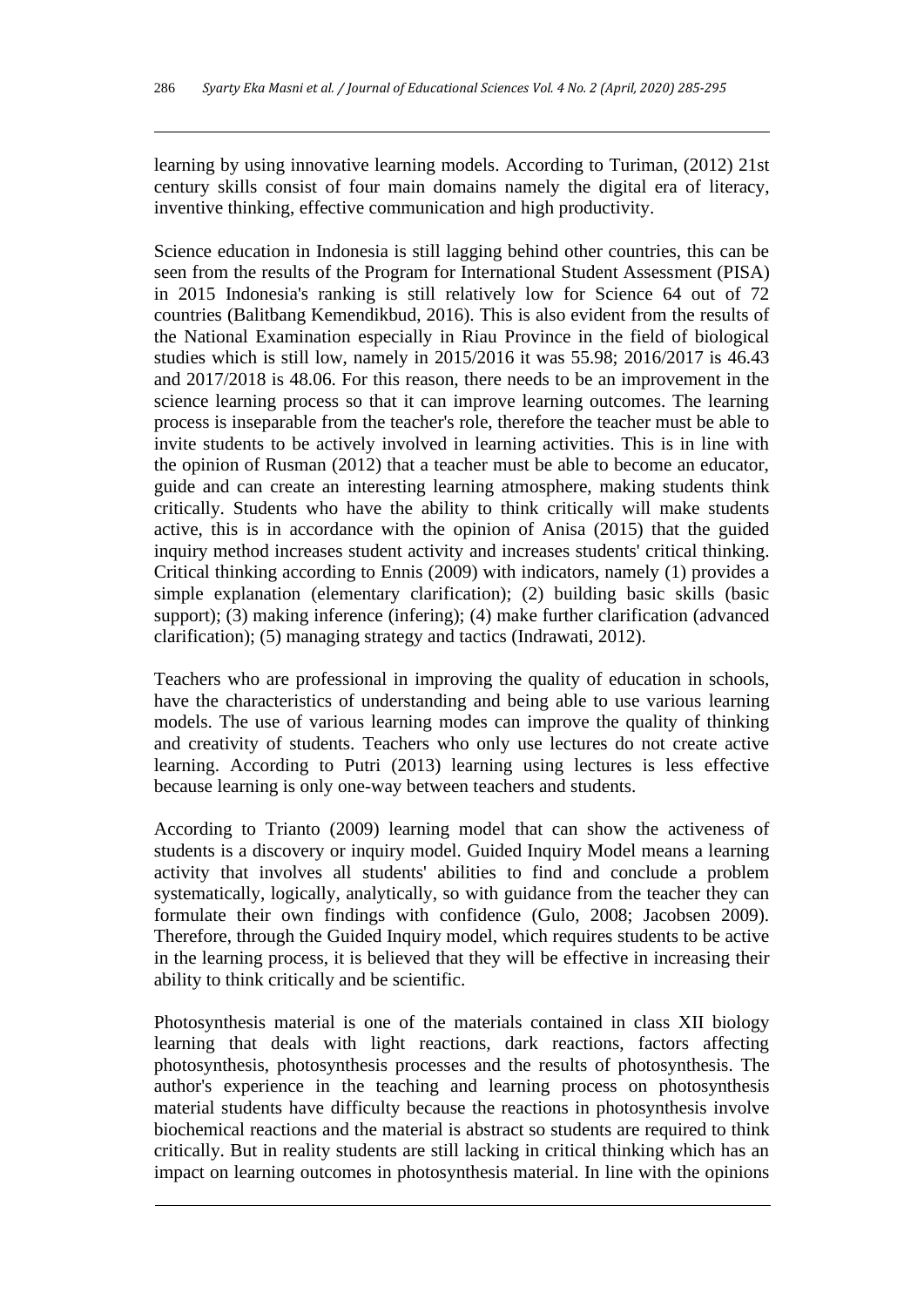learning by using innovative learning models. According to Turiman, (2012) 21st century skills consist of four main domains namely the digital era of literacy, inventive thinking, effective communication and high productivity.

Science education in Indonesia is still lagging behind other countries, this can be seen from the results of the Program for International Student Assessment (PISA) in 2015 Indonesia's ranking is still relatively low for Science 64 out of 72 countries (Balitbang Kemendikbud, 2016). This is also evident from the results of the National Examination especially in Riau Province in the field of biological studies which is still low, namely in 2015/2016 it was 55.98; 2016/2017 is 46.43 and 2017/2018 is 48.06. For this reason, there needs to be an improvement in the science learning process so that it can improve learning outcomes. The learning process is inseparable from the teacher's role, therefore the teacher must be able to invite students to be actively involved in learning activities. This is in line with the opinion of Rusman (2012) that a teacher must be able to become an educator, guide and can create an interesting learning atmosphere, making students think critically. Students who have the ability to think critically will make students active, this is in accordance with the opinion of Anisa (2015) that the guided inquiry method increases student activity and increases students' critical thinking. Critical thinking according to Ennis (2009) with indicators, namely (1) provides a simple explanation (elementary clarification); (2) building basic skills (basic support); (3) making inference (infering); (4) make further clarification (advanced clarification); (5) managing strategy and tactics (Indrawati, 2012).

Teachers who are professional in improving the quality of education in schools, have the characteristics of understanding and being able to use various learning models. The use of various learning modes can improve the quality of thinking and creativity of students. Teachers who only use lectures do not create active learning. According to Putri (2013) learning using lectures is less effective because learning is only one-way between teachers and students.

According to Trianto (2009) learning model that can show the activeness of students is a discovery or inquiry model. Guided Inquiry Model means a learning activity that involves all students' abilities to find and conclude a problem systematically, logically, analytically, so with guidance from the teacher they can formulate their own findings with confidence (Gulo, 2008; Jacobsen 2009). Therefore, through the Guided Inquiry model, which requires students to be active in the learning process, it is believed that they will be effective in increasing their ability to think critically and be scientific.

Photosynthesis material is one of the materials contained in class XII biology learning that deals with light reactions, dark reactions, factors affecting photosynthesis, photosynthesis processes and the results of photosynthesis. The author's experience in the teaching and learning process on photosynthesis material students have difficulty because the reactions in photosynthesis involve biochemical reactions and the material is abstract so students are required to think critically. But in reality students are still lacking in critical thinking which has an impact on learning outcomes in photosynthesis material. In line with the opinions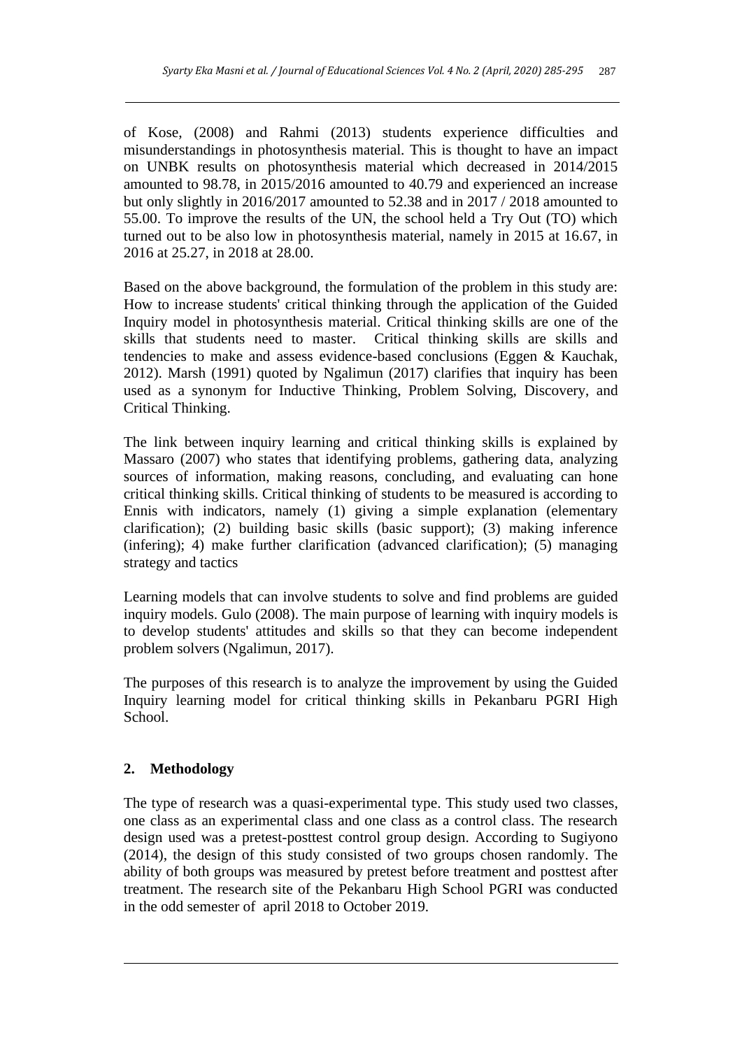of Kose, (2008) and Rahmi (2013) students experience difficulties and misunderstandings in photosynthesis material. This is thought to have an impact on UNBK results on photosynthesis material which decreased in 2014/2015 amounted to 98.78, in 2015/2016 amounted to 40.79 and experienced an increase but only slightly in 2016/2017 amounted to 52.38 and in 2017 / 2018 amounted to 55.00. To improve the results of the UN, the school held a Try Out (TO) which turned out to be also low in photosynthesis material, namely in 2015 at 16.67, in 2016 at 25.27, in 2018 at 28.00.

Based on the above background, the formulation of the problem in this study are: How to increase students' critical thinking through the application of the Guided Inquiry model in photosynthesis material. Critical thinking skills are one of the skills that students need to master. Critical thinking skills are skills and tendencies to make and assess evidence-based conclusions (Eggen & Kauchak, 2012). Marsh (1991) quoted by Ngalimun (2017) clarifies that inquiry has been used as a synonym for Inductive Thinking, Problem Solving, Discovery, and Critical Thinking.

The link between inquiry learning and critical thinking skills is explained by Massaro (2007) who states that identifying problems, gathering data, analyzing sources of information, making reasons, concluding, and evaluating can hone critical thinking skills. Critical thinking of students to be measured is according to Ennis with indicators, namely (1) giving a simple explanation (elementary clarification); (2) building basic skills (basic support); (3) making inference (infering); 4) make further clarification (advanced clarification); (5) managing strategy and tactics

Learning models that can involve students to solve and find problems are guided inquiry models. Gulo (2008). The main purpose of learning with inquiry models is to develop students' attitudes and skills so that they can become independent problem solvers (Ngalimun, 2017).

The purposes of this research is to analyze the improvement by using the Guided Inquiry learning model for critical thinking skills in Pekanbaru PGRI High School.

## 2. Methodology

The type of research was a quasi-experimental type. This study used two classes, one class as an experimental class and one class as a control class. The research design used was a pretest-posttest control group design. According to Sugiyono (2014), the design of this study consisted of two groups chosen randomly. The ability of both groups was measured by pretest before treatment and posttest after treatment. The research site of the Pekanbaru High School PGRI was conducted in the odd semester of april 2018 to October 2019.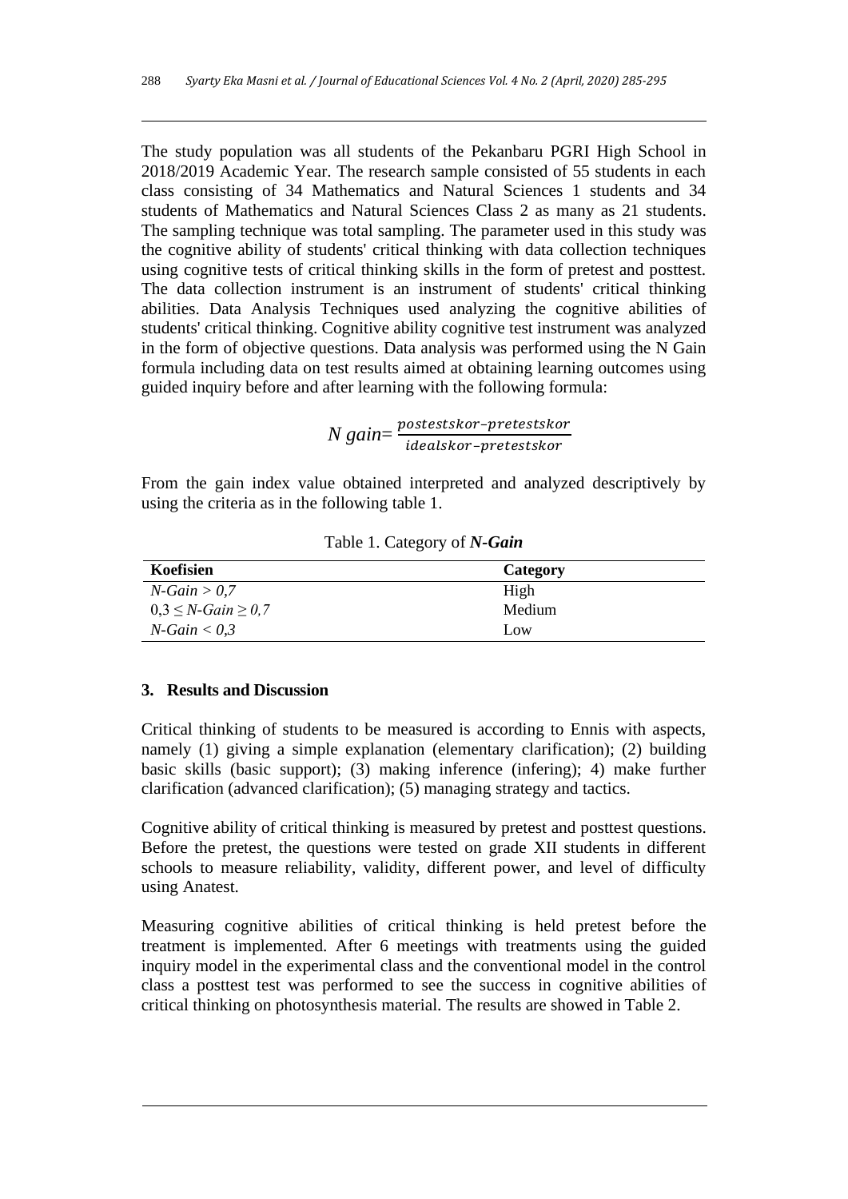The study population was all students of the Pekanbaru PGRI High School in 2018/2019 Academic Year. The research sample consisted of 55 students in each class consisting of 34 Mathematics and Natural Sciences 1 students and 34 students of Mathematics and Natural Sciences Class 2 as many as 21 students. The sampling technique was total sampling. The parameter used in this study was the cognitive ability of students' critical thinking with data collection techniques using cognitive tests of critical thinking skills in the form of pretest and posttest. The data collection instrument is an instrument of students' critical thinking abilities. Data Analysis Techniques used analyzing the cognitive abilities of students' critical thinking. Cognitive ability cognitive test instrument was analyzed in the form of objective questions. Data analysis was performed using the N Gain formula including data on test results aimed at obtaining learning outcomes using guided inquiry before and after learning with the following formula:

$$N\ gain = \frac{postestskor - pretestskor}{idealskor - pretestskor}$$

From the gain index value obtained interpreted and analyzed descriptively by using the criteria as in the following table 1.

Table 1. Category of ***N-Gain***

| Koefisien | Category |
|---|---|
| *N-Gain > 0,7* | High |
| *0,3 ≤ N-Gain ≥ 0,7* | Medium |
| *N-Gain < 0,3* | Low |

## 3. Results and Discussion

Critical thinking of students to be measured is according to Ennis with aspects, namely (1) giving a simple explanation (elementary clarification); (2) building basic skills (basic support); (3) making inference (infering); 4) make further clarification (advanced clarification); (5) managing strategy and tactics.

Cognitive ability of critical thinking is measured by pretest and posttest questions. Before the pretest, the questions were tested on grade XII students in different schools to measure reliability, validity, different power, and level of difficulty using Anatest.

Measuring cognitive abilities of critical thinking is held pretest before the treatment is implemented. After 6 meetings with treatments using the guided inquiry model in the experimental class and the conventional model in the control class a posttest test was performed to see the success in cognitive abilities of critical thinking on photosynthesis material. The results are showed in Table 2.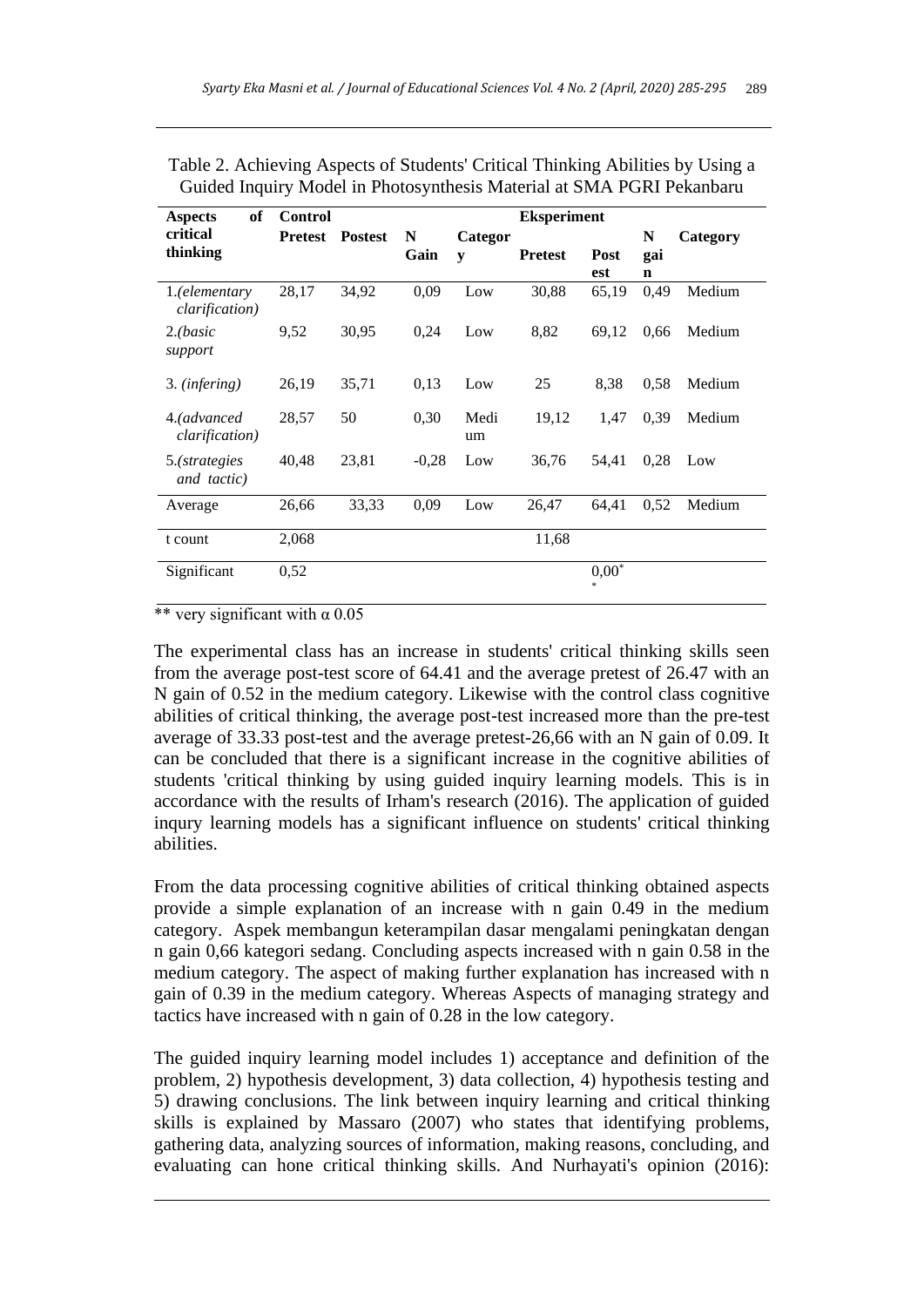Table 2. Achieving Aspects of Students' Critical Thinking Abilities by Using a Guided Inquiry Model in Photosynthesis Material at SMA PGRI Pekanbaru

| Aspects of critical thinking | Control | | | | Eksperiment | | | |
|---|---|---|---|---|---|---|---|---|
| | Pretest | Postest | N Gain | Category | Pretest | Post est | N gain | Category |
| 1.*(elementary clarification)* | 28,17 | 34,92 | 0,09 | Low | 30,88 | 65,19 | 0,49 | Medium |
| 2.*(basic support* | 9,52 | 30,95 | 0,24 | Low | 8,82 | 69,12 | 0,66 | Medium |
| 3. *(infering)* | 26,19 | 35,71 | 0,13 | Low | 25 | 8,38 | 0,58 | Medium |
| 4.*(advanced clarification)* | 28,57 | 50 | 0,30 | Medium | 19,12 | 1,47 | 0,39 | Medium |
| 5.*(strategies and tactic)* | 40,48 | 23,81 | -0,28 | Low | 36,76 | 54,41 | 0,28 | Low |
| Average | 26,66 | 33,33 | 0,09 | Low | 26,47 | 64,41 | 0,52 | Medium |
| t count | 2,068 | | | | 11,68 | | | |
| Significant | 0,52 | | | | | 0,00** | | |

** very significant with α 0.05

The experimental class has an increase in students' critical thinking skills seen from the average post-test score of 64.41 and the average pretest of 26.47 with an N gain of 0.52 in the medium category. Likewise with the control class cognitive abilities of critical thinking, the average post-test increased more than the pre-test average of 33.33 post-test and the average pretest-26,66 with an N gain of 0.09. It can be concluded that there is a significant increase in the cognitive abilities of students 'critical thinking by using guided inquiry learning models. This is in accordance with the results of Irham's research (2016). The application of guided inqury learning models has a significant influence on students' critical thinking abilities.

From the data processing cognitive abilities of critical thinking obtained aspects provide a simple explanation of an increase with n gain 0.49 in the medium category. Aspek membangun keterampilan dasar mengalami peningkatan dengan n gain 0,66 kategori sedang. Concluding aspects increased with n gain 0.58 in the medium category. The aspect of making further explanation has increased with n gain of 0.39 in the medium category. Whereas Aspects of managing strategy and tactics have increased with n gain of 0.28 in the low category.

The guided inquiry learning model includes 1) acceptance and definition of the problem, 2) hypothesis development, 3) data collection, 4) hypothesis testing and 5) drawing conclusions. The link between inquiry learning and critical thinking skills is explained by Massaro (2007) who states that identifying problems, gathering data, analyzing sources of information, making reasons, concluding, and evaluating can hone critical thinking skills. And Nurhayati's opinion (2016):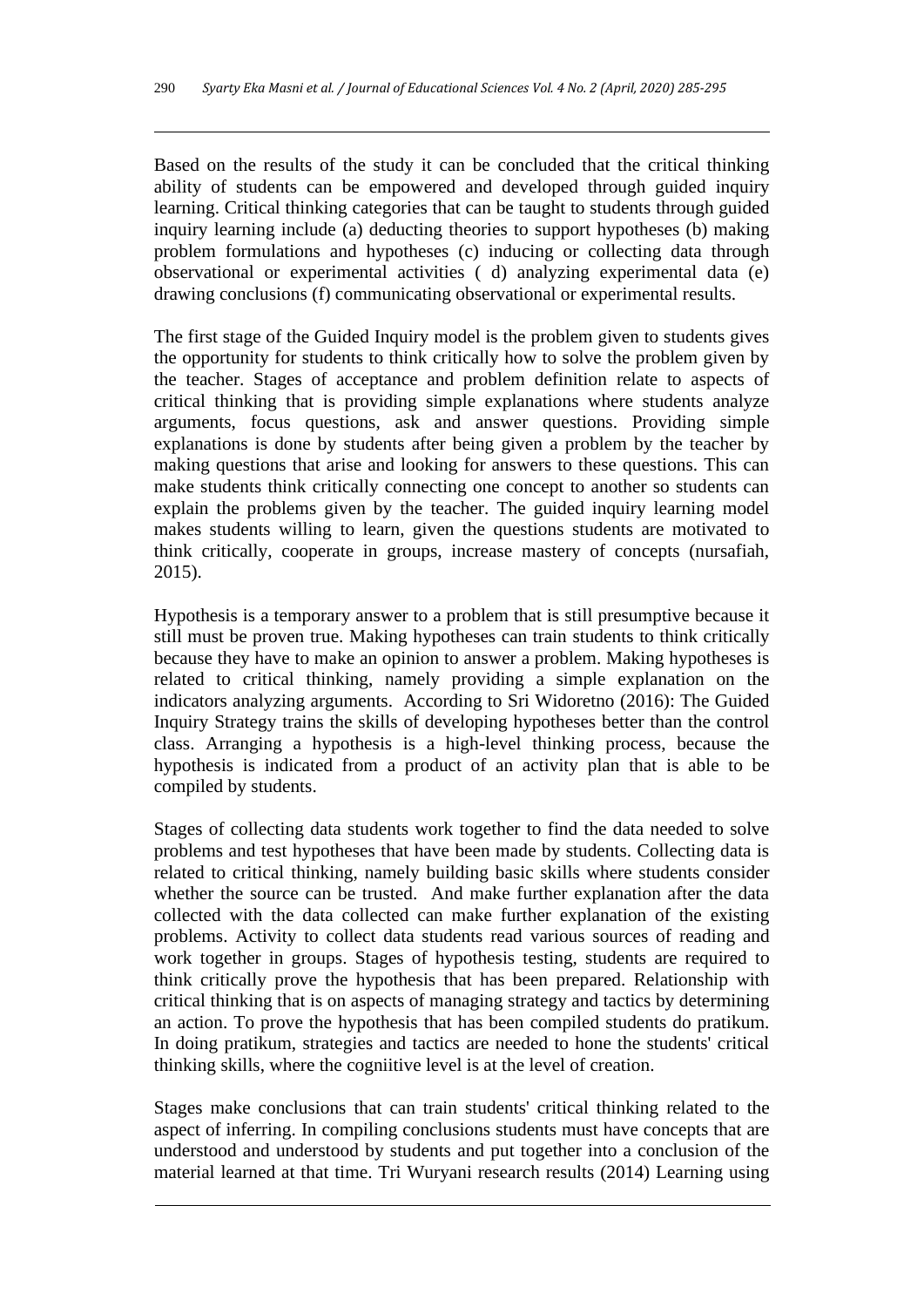Based on the results of the study it can be concluded that the critical thinking ability of students can be empowered and developed through guided inquiry learning. Critical thinking categories that can be taught to students through guided inquiry learning include (a) deducting theories to support hypotheses (b) making problem formulations and hypotheses (c) inducing or collecting data through observational or experimental activities ( d) analyzing experimental data (e) drawing conclusions (f) communicating observational or experimental results.

The first stage of the Guided Inquiry model is the problem given to students gives the opportunity for students to think critically how to solve the problem given by the teacher. Stages of acceptance and problem definition relate to aspects of critical thinking that is providing simple explanations where students analyze arguments, focus questions, ask and answer questions. Providing simple explanations is done by students after being given a problem by the teacher by making questions that arise and looking for answers to these questions. This can make students think critically connecting one concept to another so students can explain the problems given by the teacher. The guided inquiry learning model makes students willing to learn, given the questions students are motivated to think critically, cooperate in groups, increase mastery of concepts (nursafiah, 2015).

Hypothesis is a temporary answer to a problem that is still presumptive because it still must be proven true. Making hypotheses can train students to think critically because they have to make an opinion to answer a problem. Making hypotheses is related to critical thinking, namely providing a simple explanation on the indicators analyzing arguments. According to Sri Widoretno (2016): The Guided Inquiry Strategy trains the skills of developing hypotheses better than the control class. Arranging a hypothesis is a high-level thinking process, because the hypothesis is indicated from a product of an activity plan that is able to be compiled by students.

Stages of collecting data students work together to find the data needed to solve problems and test hypotheses that have been made by students. Collecting data is related to critical thinking, namely building basic skills where students consider whether the source can be trusted. And make further explanation after the data collected with the data collected can make further explanation of the existing problems. Activity to collect data students read various sources of reading and work together in groups. Stages of hypothesis testing, students are required to think critically prove the hypothesis that has been prepared. Relationship with critical thinking that is on aspects of managing strategy and tactics by determining an action. To prove the hypothesis that has been compiled students do pratikum. In doing pratikum, strategies and tactics are needed to hone the students' critical thinking skills, where the cogniitive level is at the level of creation.

Stages make conclusions that can train students' critical thinking related to the aspect of inferring. In compiling conclusions students must have concepts that are understood and understood by students and put together into a conclusion of the material learned at that time. Tri Wuryani research results (2014) Learning using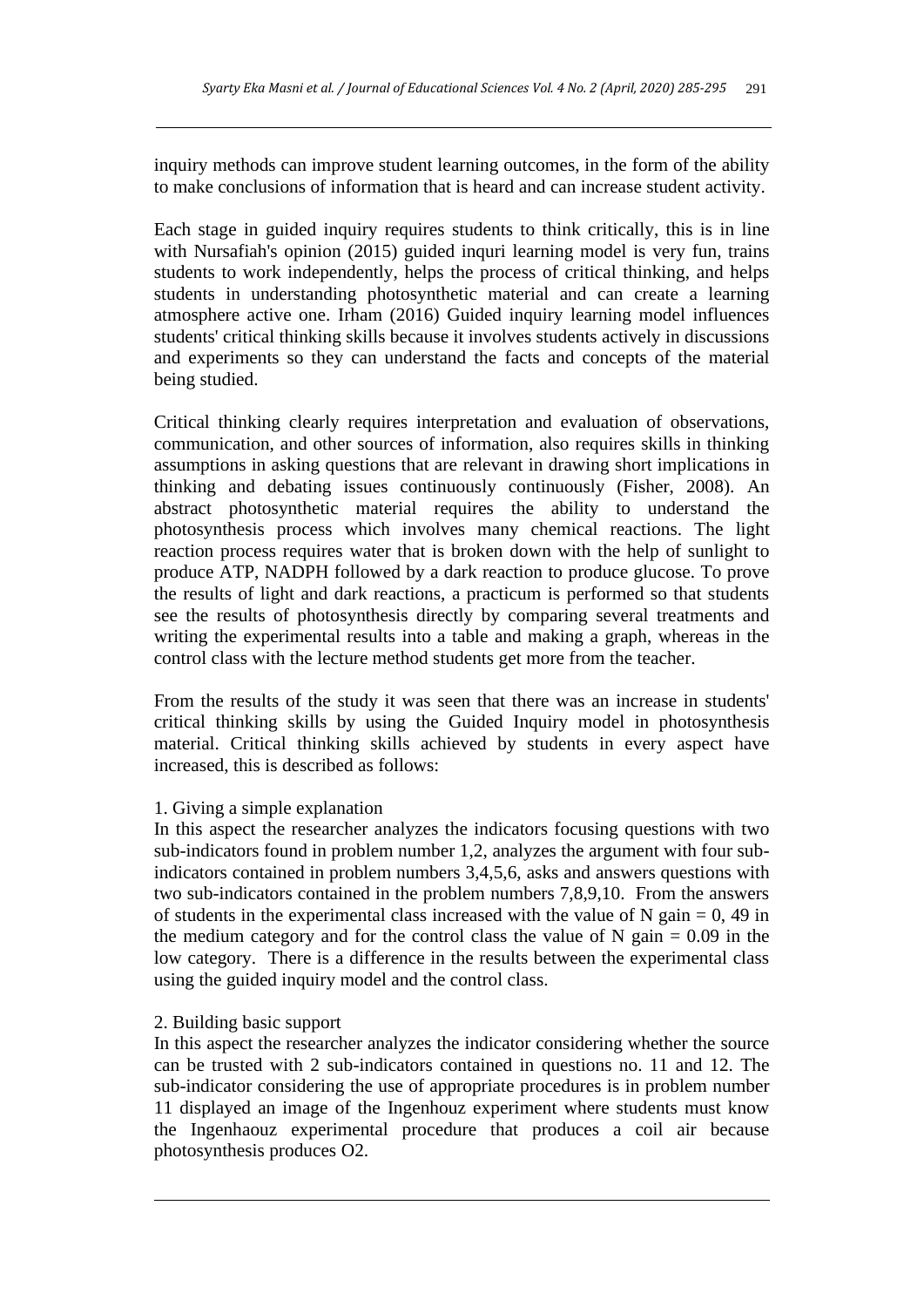inquiry methods can improve student learning outcomes, in the form of the ability to make conclusions of information that is heard and can increase student activity.

Each stage in guided inquiry requires students to think critically, this is in line with Nursafiah's opinion (2015) guided inquri learning model is very fun, trains students to work independently, helps the process of critical thinking, and helps students in understanding photosynthetic material and can create a learning atmosphere active one. Irham (2016) Guided inquiry learning model influences students' critical thinking skills because it involves students actively in discussions and experiments so they can understand the facts and concepts of the material being studied.

Critical thinking clearly requires interpretation and evaluation of observations, communication, and other sources of information, also requires skills in thinking assumptions in asking questions that are relevant in drawing short implications in thinking and debating issues continuously continuously (Fisher, 2008). An abstract photosynthetic material requires the ability to understand the photosynthesis process which involves many chemical reactions. The light reaction process requires water that is broken down with the help of sunlight to produce ATP, NADPH followed by a dark reaction to produce glucose. To prove the results of light and dark reactions, a practicum is performed so that students see the results of photosynthesis directly by comparing several treatments and writing the experimental results into a table and making a graph, whereas in the control class with the lecture method students get more from the teacher.

From the results of the study it was seen that there was an increase in students' critical thinking skills by using the Guided Inquiry model in photosynthesis material. Critical thinking skills achieved by students in every aspect have increased, this is described as follows:

1. Giving a simple explanation

In this aspect the researcher analyzes the indicators focusing questions with two sub-indicators found in problem number 1,2, analyzes the argument with four sub-indicators contained in problem numbers 3,4,5,6, asks and answers questions with two sub-indicators contained in the problem numbers 7,8,9,10. From the answers of students in the experimental class increased with the value of N gain = 0, 49 in the medium category and for the control class the value of N gain = 0.09 in the low category. There is a difference in the results between the experimental class using the guided inquiry model and the control class.

2. Building basic support

In this aspect the researcher analyzes the indicator considering whether the source can be trusted with 2 sub-indicators contained in questions no. 11 and 12. The sub-indicator considering the use of appropriate procedures is in problem number 11 displayed an image of the Ingenhouz experiment where students must know the Ingenhaouz experimental procedure that produces a coil air because photosynthesis produces O2.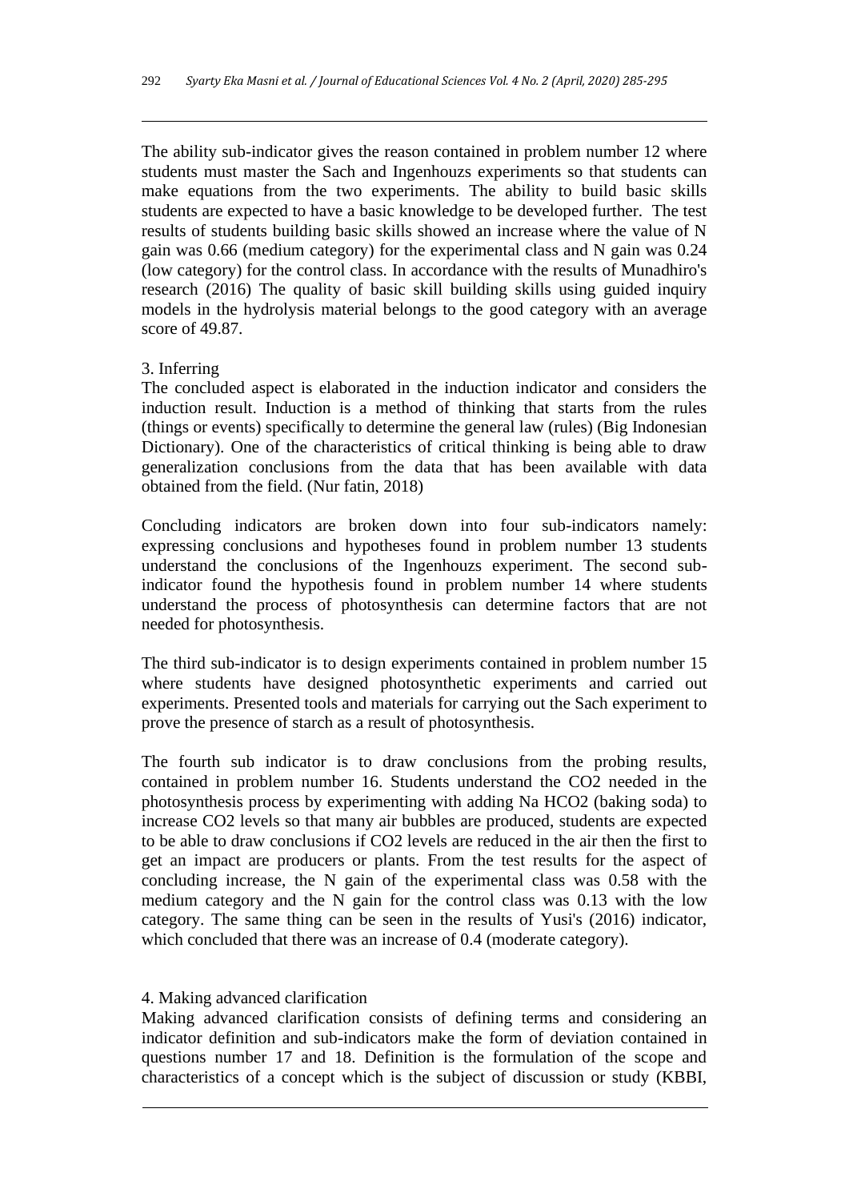The ability sub-indicator gives the reason contained in problem number 12 where students must master the Sach and Ingenhouzs experiments so that students can make equations from the two experiments. The ability to build basic skills students are expected to have a basic knowledge to be developed further. The test results of students building basic skills showed an increase where the value of N gain was 0.66 (medium category) for the experimental class and N gain was 0.24 (low category) for the control class. In accordance with the results of Munadhiro's research (2016) The quality of basic skill building skills using guided inquiry models in the hydrolysis material belongs to the good category with an average score of 49.87.

3. Inferring

The concluded aspect is elaborated in the induction indicator and considers the induction result. Induction is a method of thinking that starts from the rules (things or events) specifically to determine the general law (rules) (Big Indonesian Dictionary). One of the characteristics of critical thinking is being able to draw generalization conclusions from the data that has been available with data obtained from the field. (Nur fatin, 2018)

Concluding indicators are broken down into four sub-indicators namely: expressing conclusions and hypotheses found in problem number 13 students understand the conclusions of the Ingenhouzs experiment. The second sub-indicator found the hypothesis found in problem number 14 where students understand the process of photosynthesis can determine factors that are not needed for photosynthesis.

The third sub-indicator is to design experiments contained in problem number 15 where students have designed photosynthetic experiments and carried out experiments. Presented tools and materials for carrying out the Sach experiment to prove the presence of starch as a result of photosynthesis.

The fourth sub indicator is to draw conclusions from the probing results, contained in problem number 16. Students understand the $CO_2$ needed in the photosynthesis process by experimenting with adding Na $HCO_2$ (baking soda) to increase $CO_2$ levels so that many air bubbles are produced, students are expected to be able to draw conclusions if $CO_2$ levels are reduced in the air then the first to get an impact are producers or plants. From the test results for the aspect of concluding increase, the N gain of the experimental class was 0.58 with the medium category and the N gain for the control class was 0.13 with the low category. The same thing can be seen in the results of Yusi's (2016) indicator, which concluded that there was an increase of 0.4 (moderate category).

4. Making advanced clarification

Making advanced clarification consists of defining terms and considering an indicator definition and sub-indicators make the form of deviation contained in questions number 17 and 18. Definition is the formulation of the scope and characteristics of a concept which is the subject of discussion or study (KBBI,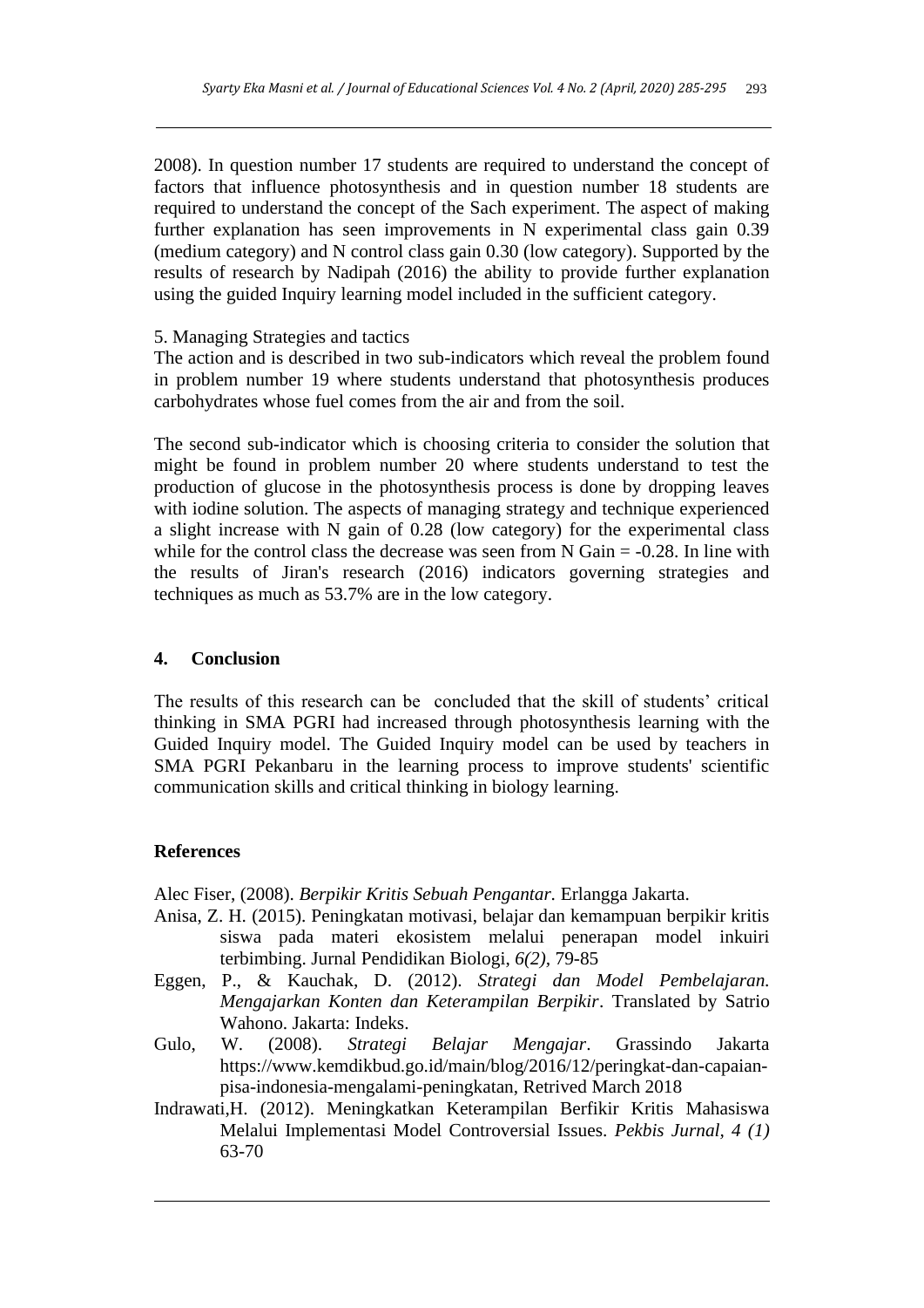2008). In question number 17 students are required to understand the concept of factors that influence photosynthesis and in question number 18 students are required to understand the concept of the Sach experiment. The aspect of making further explanation has seen improvements in N experimental class gain 0.39 (medium category) and N control class gain 0.30 (low category). Supported by the results of research by Nadipah (2016) the ability to provide further explanation using the guided Inquiry learning model included in the sufficient category.

5. Managing Strategies and tactics

The action and is described in two sub-indicators which reveal the problem found in problem number 19 where students understand that photosynthesis produces carbohydrates whose fuel comes from the air and from the soil.

The second sub-indicator which is choosing criteria to consider the solution that might be found in problem number 20 where students understand to test the production of glucose in the photosynthesis process is done by dropping leaves with iodine solution. The aspects of managing strategy and technique experienced a slight increase with N gain of 0.28 (low category) for the experimental class while for the control class the decrease was seen from N Gain = -0.28. In line with the results of Jiran's research (2016) indicators governing strategies and techniques as much as 53.7% are in the low category.

## 4. Conclusion

The results of this research can be concluded that the skill of students' critical thinking in SMA PGRI had increased through photosynthesis learning with the Guided Inquiry model. The Guided Inquiry model can be used by teachers in SMA PGRI Pekanbaru in the learning process to improve students' scientific communication skills and critical thinking in biology learning.

## References

Alec Fiser, (2008). *Berpikir Kritis Sebuah Pengantar.* Erlangga Jakarta.

Anisa, Z. H. (2015). Peningkatan motivasi, belajar dan kemampuan berpikir kritis siswa pada materi ekosistem melalui penerapan model inkuiri terbimbing. Jurnal Pendidikan Biologi, *6(2)*, 79-85

Eggen, P., & Kauchak, D. (2012). *Strategi dan Model Pembelajaran. Mengajarkan Konten dan Keterampilan Berpikir*. Translated by Satrio Wahono. Jakarta: Indeks.

Gulo, W. (2008). *Strategi Belajar Mengajar*. Grassindo Jakarta https://www.kemdikbud.go.id/main/blog/2016/12/peringkat-dan-capaian-pisa-indonesia-mengalami-peningkatan, Retrived March 2018

Indrawati,H. (2012). Meningkatkan Keterampilan Berfikir Kritis Mahasiswa Melalui Implementasi Model Controversial Issues. *Pekbis Jurnal, 4 (1)* 63-70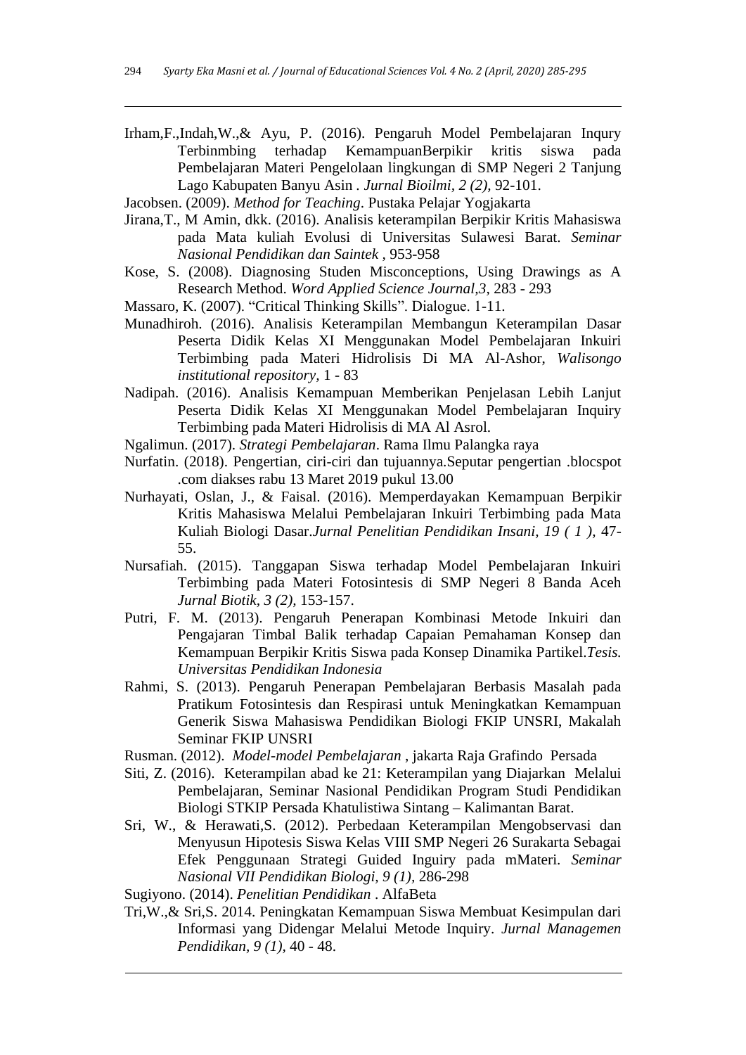Irham,F.,Indah,W.,& Ayu, P. (2016). Pengaruh Model Pembelajaran Inqury Terbinmbing terhadap KemampuanBerpikir kritis siswa pada Pembelajaran Materi Pengelolaan lingkungan di SMP Negeri 2 Tanjung Lago Kabupaten Banyu Asin . *Jurnal Bioilmi, 2 (2),* 92-101.

Jacobsen. (2009). *Method for Teaching*. Pustaka Pelajar Yogjakarta

Jirana,T., M Amin, dkk. (2016). Analisis keterampilan Berpikir Kritis Mahasiswa pada Mata kuliah Evolusi di Universitas Sulawesi Barat. *Seminar Nasional Pendidikan dan Saintek* , 953-958

Kose, S. (2008). Diagnosing Studen Misconceptions, Using Drawings as A Research Method. *Word Applied Science Journal,3,* 283 - 293

Massaro, K. (2007). "Critical Thinking Skills". Dialogue. 1-11.

Munadhiroh. (2016). Analisis Keterampilan Membangun Keterampilan Dasar Peserta Didik Kelas XI Menggunakan Model Pembelajaran Inkuiri Terbimbing pada Materi Hidrolisis Di MA Al-Ashor, *Walisongo institutional repository,* 1 - 83

Nadipah. (2016). Analisis Kemampuan Memberikan Penjelasan Lebih Lanjut Peserta Didik Kelas XI Menggunakan Model Pembelajaran Inquiry Terbimbing pada Materi Hidrolisis di MA Al Asrol.

Ngalimun. (2017). *Strategi Pembelajaran*. Rama Ilmu Palangka raya

Nurfatin. (2018). Pengertian, ciri-ciri dan tujuannya.Seputar pengertian .blocspot .com diakses rabu 13 Maret 2019 pukul 13.00

Nurhayati, Oslan, J., & Faisal. (2016). Memperdayakan Kemampuan Berpikir Kritis Mahasiswa Melalui Pembelajaran Inkuiri Terbimbing pada Mata Kuliah Biologi Dasar.*Jurnal Penelitian Pendidikan Insani, 19 ( 1 ),* 47-55.

Nursafiah. (2015). Tanggapan Siswa terhadap Model Pembelajaran Inkuiri Terbimbing pada Materi Fotosintesis di SMP Negeri 8 Banda Aceh *Jurnal Biotik, 3 (2),* 153-157.

Putri, F. M. (2013). Pengaruh Penerapan Kombinasi Metode Inkuiri dan Pengajaran Timbal Balik terhadap Capaian Pemahaman Konsep dan Kemampuan Berpikir Kritis Siswa pada Konsep Dinamika Partikel.*Tesis. Universitas Pendidikan Indonesia*

Rahmi, S. (2013). Pengaruh Penerapan Pembelajaran Berbasis Masalah pada Pratikum Fotosintesis dan Respirasi untuk Meningkatkan Kemampuan Generik Siswa Mahasiswa Pendidikan Biologi FKIP UNSRI, Makalah Seminar FKIP UNSRI

Rusman. (2012). *Model-model Pembelajaran* , jakarta Raja Grafindo Persada

Siti, Z. (2016). Keterampilan abad ke 21: Keterampilan yang Diajarkan Melalui Pembelajaran, Seminar Nasional Pendidikan Program Studi Pendidikan Biologi STKIP Persada Khatulistiwa Sintang – Kalimantan Barat.

Sri, W., & Herawati,S. (2012). Perbedaan Keterampilan Mengobservasi dan Menyusun Hipotesis Siswa Kelas VIII SMP Negeri 26 Surakarta Sebagai Efek Penggunaan Strategi Guided Inguiry pada mMateri. *Seminar Nasional VII Pendidikan Biologi, 9 (1),* 286-298

Sugiyono. (2014). *Penelitian Pendidikan* . AlfaBeta

Tri,W.,& Sri,S. 2014. Peningkatan Kemampuan Siswa Membuat Kesimpulan dari Informasi yang Didengar Melalui Metode Inquiry. *Jurnal Managemen Pendidikan, 9 (1),* 40 - 48.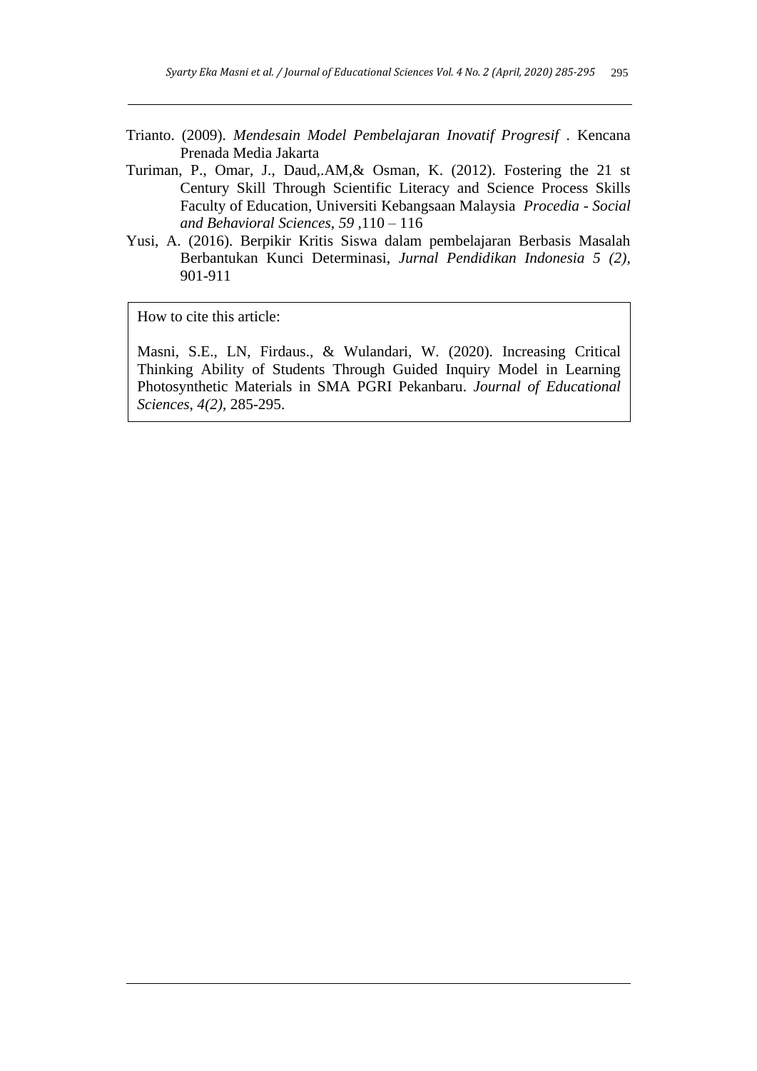Trianto. (2009). *Mendesain Model Pembelajaran Inovatif Progresif* . Kencana Prenada Media Jakarta

Turiman, P., Omar, J., Daud,.AM,& Osman, K. (2012). Fostering the 21 st Century Skill Through Scientific Literacy and Science Process Skills Faculty of Education, Universiti Kebangsaan Malaysia *Procedia - Social and Behavioral Sciences*, *59* ,110 – 116

Yusi, A. (2016). Berpikir Kritis Siswa dalam pembelajaran Berbasis Masalah Berbantukan Kunci Determinasi, *Jurnal Pendidikan Indonesia 5 (2)*, 901-911

How to cite this article:

Masni, S.E., LN, Firdaus., & Wulandari, W. (2020). Increasing Critical Thinking Ability of Students Through Guided Inquiry Model in Learning Photosynthetic Materials in SMA PGRI Pekanbaru. *Journal of Educational Sciences*, *4(2)*, 285-295.